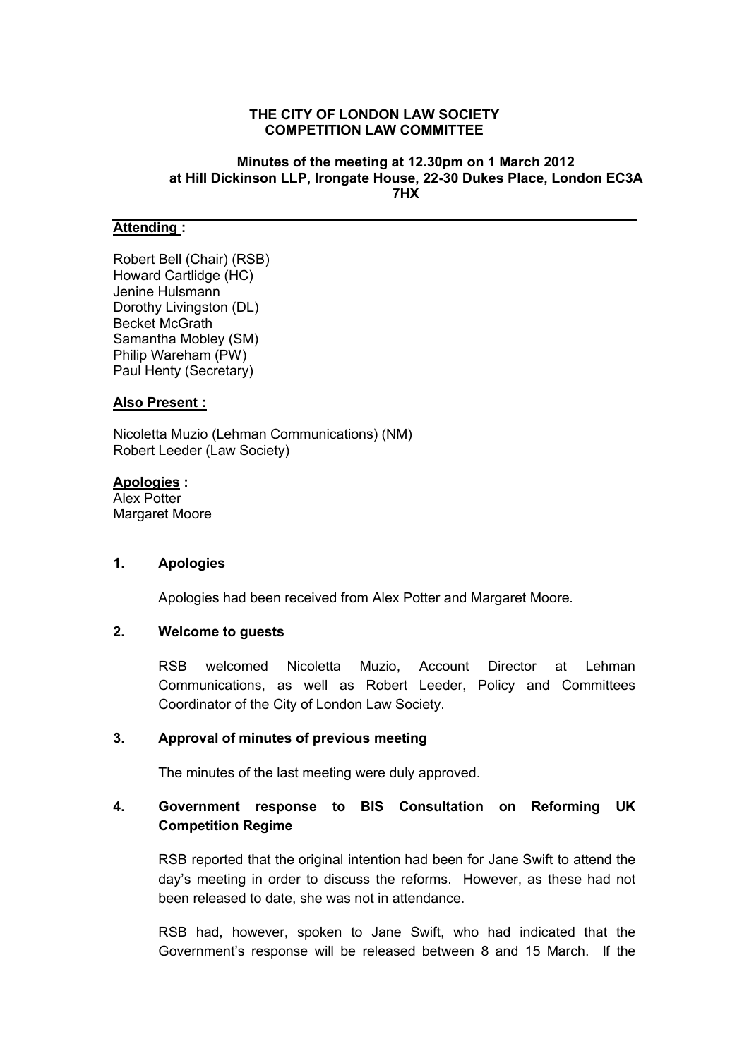**THE CITY OF LONDON LAW SOCIETY**
**COMPETITION LAW COMMITTEE**

**Minutes of the meeting at 12.30pm on 1 March 2012 at Hill Dickinson LLP, Irongate House, 22-30 Dukes Place, London EC3A 7HX**

---

**Attending :**

Robert Bell (Chair) (RSB)
Howard Cartlidge (HC)
Jenine Hulsmann
Dorothy Livingston (DL)
Becket McGrath
Samantha Mobley (SM)
Philip Wareham (PW)
Paul Henty (Secretary)

**Also Present :**

Nicoletta Muzio (Lehman Communications) (NM)
Robert Leeder (Law Society)

**Apologies :**
Alex Potter
Margaret Moore

---

**1. Apologies**

Apologies had been received from Alex Potter and Margaret Moore.

**2. Welcome to guests**

RSB welcomed Nicoletta Muzio, Account Director at Lehman Communications, as well as Robert Leeder, Policy and Committees Coordinator of the City of London Law Society.

**3. Approval of minutes of previous meeting**

The minutes of the last meeting were duly approved.

**4. Government response to BIS Consultation on Reforming UK Competition Regime**

RSB reported that the original intention had been for Jane Swift to attend the day's meeting in order to discuss the reforms. However, as these had not been released to date, she was not in attendance.

RSB had, however, spoken to Jane Swift, who had indicated that the Government's response will be released between 8 and 15 March. If the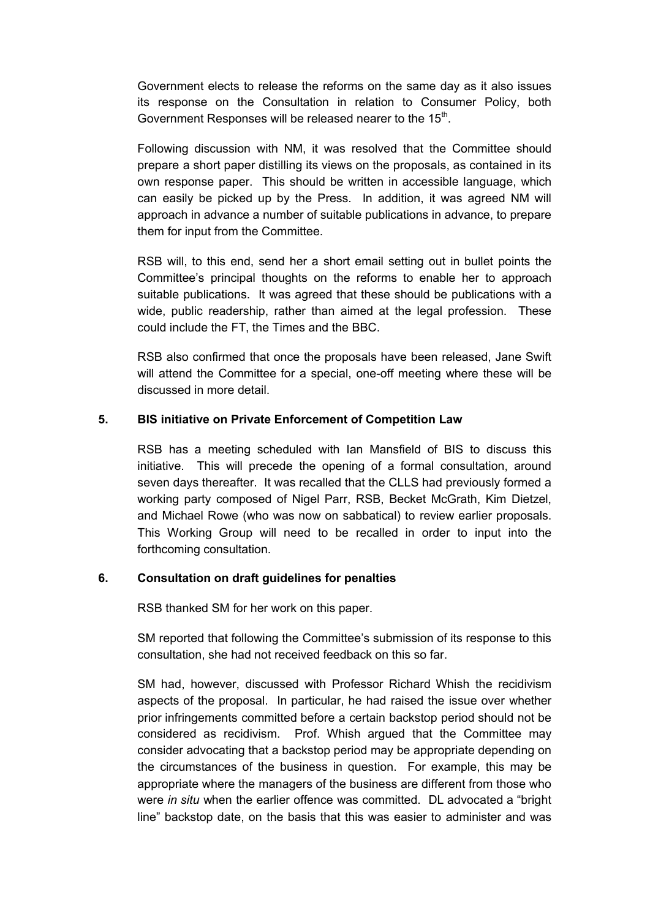Government elects to release the reforms on the same day as it also issues its response on the Consultation in relation to Consumer Policy, both Government Responses will be released nearer to the 15th.

Following discussion with NM, it was resolved that the Committee should prepare a short paper distilling its views on the proposals, as contained in its own response paper. This should be written in accessible language, which can easily be picked up by the Press. In addition, it was agreed NM will approach in advance a number of suitable publications in advance, to prepare them for input from the Committee.

RSB will, to this end, send her a short email setting out in bullet points the Committee's principal thoughts on the reforms to enable her to approach suitable publications. It was agreed that these should be publications with a wide, public readership, rather than aimed at the legal profession. These could include the FT, the Times and the BBC.

RSB also confirmed that once the proposals have been released, Jane Swift will attend the Committee for a special, one-off meeting where these will be discussed in more detail.

## 5. BIS initiative on Private Enforcement of Competition Law

RSB has a meeting scheduled with Ian Mansfield of BIS to discuss this initiative. This will precede the opening of a formal consultation, around seven days thereafter. It was recalled that the CLLS had previously formed a working party composed of Nigel Parr, RSB, Becket McGrath, Kim Dietzel, and Michael Rowe (who was now on sabbatical) to review earlier proposals. This Working Group will need to be recalled in order to input into the forthcoming consultation.

## 6. Consultation on draft guidelines for penalties

RSB thanked SM for her work on this paper.

SM reported that following the Committee's submission of its response to this consultation, she had not received feedback on this so far.

SM had, however, discussed with Professor Richard Whish the recidivism aspects of the proposal. In particular, he had raised the issue over whether prior infringements committed before a certain backstop period should not be considered as recidivism. Prof. Whish argued that the Committee may consider advocating that a backstop period may be appropriate depending on the circumstances of the business in question. For example, this may be appropriate where the managers of the business are different from those who were *in situ* when the earlier offence was committed. DL advocated a "bright line" backstop date, on the basis that this was easier to administer and was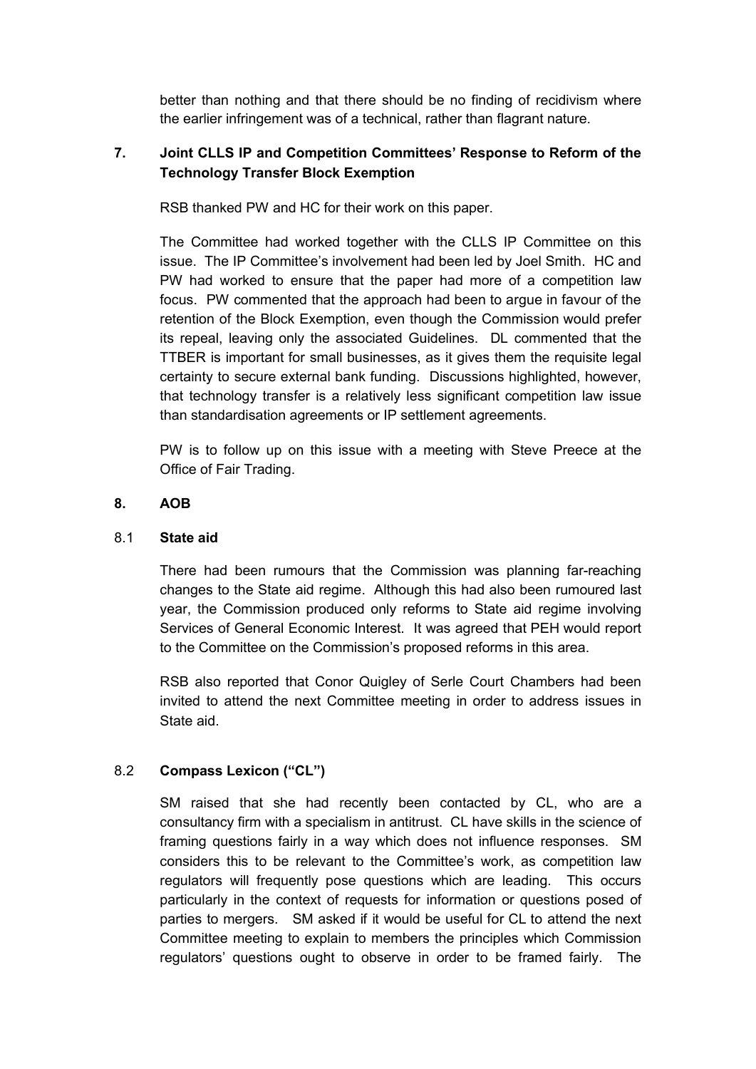better than nothing and that there should be no finding of recidivism where the earlier infringement was of a technical, rather than flagrant nature.

## 7. Joint CLLS IP and Competition Committees' Response to Reform of the Technology Transfer Block Exemption

RSB thanked PW and HC for their work on this paper.

The Committee had worked together with the CLLS IP Committee on this issue. The IP Committee's involvement had been led by Joel Smith. HC and PW had worked to ensure that the paper had more of a competition law focus. PW commented that the approach had been to argue in favour of the retention of the Block Exemption, even though the Commission would prefer its repeal, leaving only the associated Guidelines. DL commented that the TTBER is important for small businesses, as it gives them the requisite legal certainty to secure external bank funding. Discussions highlighted, however, that technology transfer is a relatively less significant competition law issue than standardisation agreements or IP settlement agreements.

PW is to follow up on this issue with a meeting with Steve Preece at the Office of Fair Trading.

## 8. AOB

### 8.1 State aid

There had been rumours that the Commission was planning far-reaching changes to the State aid regime. Although this had also been rumoured last year, the Commission produced only reforms to State aid regime involving Services of General Economic Interest. It was agreed that PEH would report to the Committee on the Commission's proposed reforms in this area.

RSB also reported that Conor Quigley of Serle Court Chambers had been invited to attend the next Committee meeting in order to address issues in State aid.

### 8.2 Compass Lexicon ("CL")

SM raised that she had recently been contacted by CL, who are a consultancy firm with a specialism in antitrust. CL have skills in the science of framing questions fairly in a way which does not influence responses. SM considers this to be relevant to the Committee's work, as competition law regulators will frequently pose questions which are leading. This occurs particularly in the context of requests for information or questions posed of parties to mergers. SM asked if it would be useful for CL to attend the next Committee meeting to explain to members the principles which Commission regulators' questions ought to observe in order to be framed fairly. The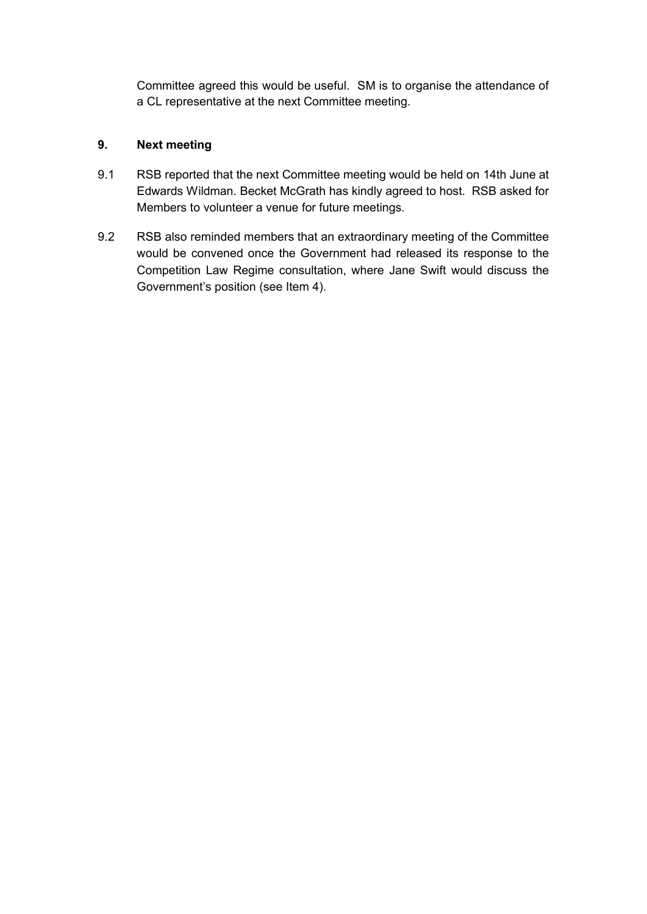Committee agreed this would be useful. SM is to organise the attendance of a CL representative at the next Committee meeting.

## 9. Next meeting

9.1 RSB reported that the next Committee meeting would be held on 14th June at Edwards Wildman. Becket McGrath has kindly agreed to host. RSB asked for Members to volunteer a venue for future meetings.

9.2 RSB also reminded members that an extraordinary meeting of the Committee would be convened once the Government had released its response to the Competition Law Regime consultation, where Jane Swift would discuss the Government's position (see Item 4).